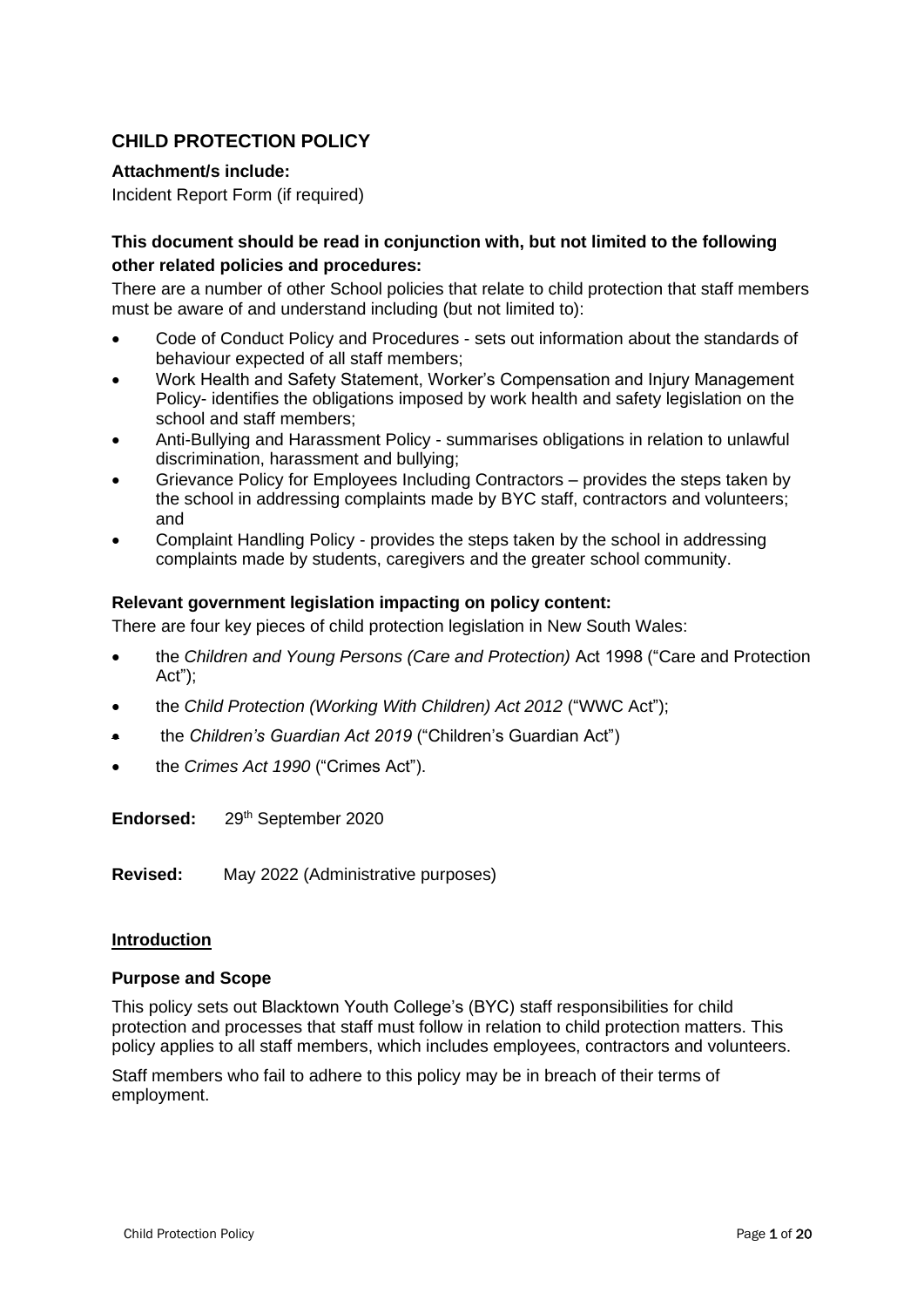## CHILD PROTECTION POLICY

**Attachment/s include:**

Incident Report Form (if required)

### This document should be read in conjunction with, but not limited to the following other related policies and procedures:

There are a number of other School policies that relate to child protection that staff members must be aware of and understand including (but not limited to):

- Code of Conduct Policy and Procedures - sets out information about the standards of behaviour expected of all staff members;
- Work Health and Safety Statement, Worker's Compensation and Injury Management Policy- identifies the obligations imposed by work health and safety legislation on the school and staff members;
- Anti-Bullying and Harassment Policy - summarises obligations in relation to unlawful discrimination, harassment and bullying;
- Grievance Policy for Employees Including Contractors – provides the steps taken by the school in addressing complaints made by BYC staff, contractors and volunteers; and
- Complaint Handling Policy - provides the steps taken by the school in addressing complaints made by students, caregivers and the greater school community.

### Relevant government legislation impacting on policy content:

There are four key pieces of child protection legislation in New South Wales:

- the *Children and Young Persons (Care and Protection)* Act 1998 ("Care and Protection Act");
- the *Child Protection (Working With Children) Act 2012* ("WWC Act");
- the *Children's Guardian Act 2019* ("Children's Guardian Act")
- the *Crimes Act 1990* ("Crimes Act").

**Endorsed:** 29th September 2020

**Revised:** May 2022 (Administrative purposes)

## Introduction

### Purpose and Scope

This policy sets out Blacktown Youth College's (BYC) staff responsibilities for child protection and processes that staff must follow in relation to child protection matters. This policy applies to all staff members, which includes employees, contractors and volunteers.

Staff members who fail to adhere to this policy may be in breach of their terms of employment.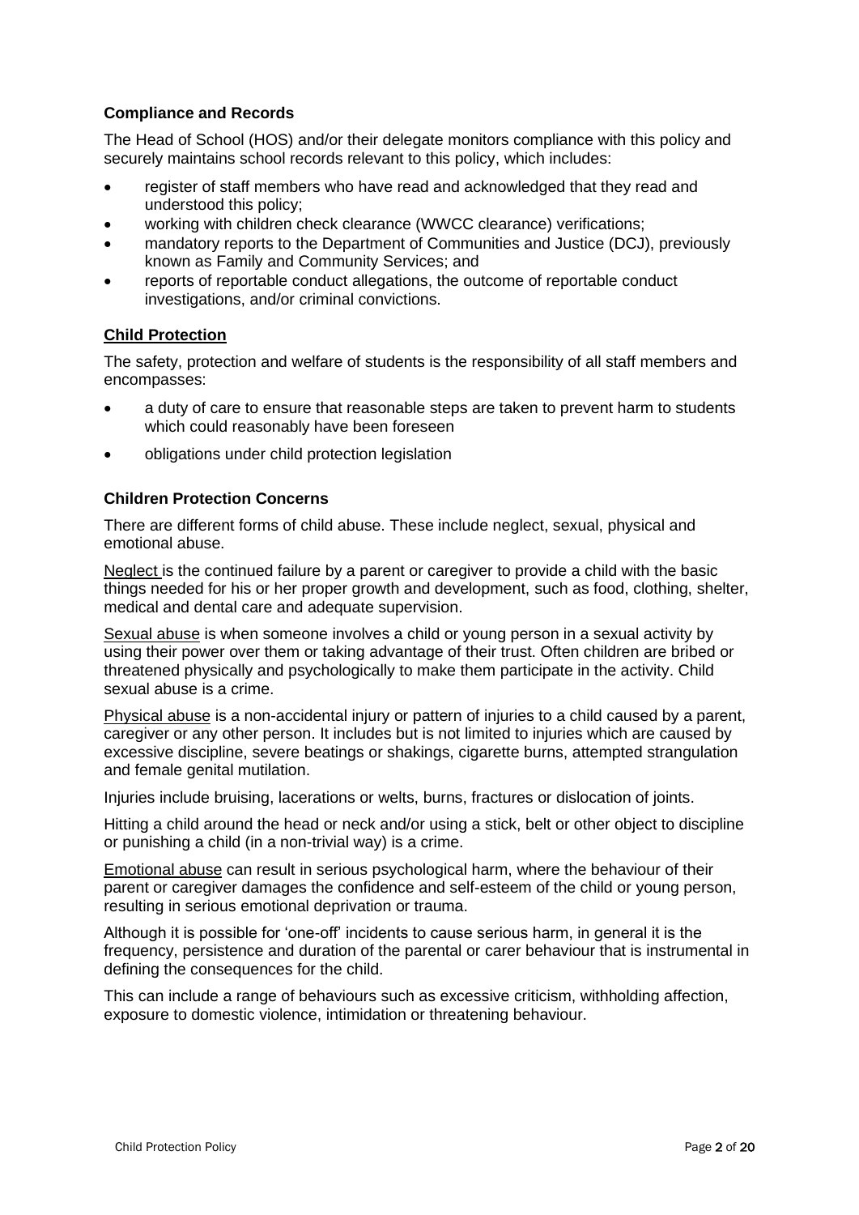### Compliance and Records

The Head of School (HOS) and/or their delegate monitors compliance with this policy and securely maintains school records relevant to this policy, which includes:

- register of staff members who have read and acknowledged that they read and understood this policy;
- working with children check clearance (WWCC clearance) verifications;
- mandatory reports to the Department of Communities and Justice (DCJ), previously known as Family and Community Services; and
- reports of reportable conduct allegations, the outcome of reportable conduct investigations, and/or criminal convictions.

## Child Protection

The safety, protection and welfare of students is the responsibility of all staff members and encompasses:

- a duty of care to ensure that reasonable steps are taken to prevent harm to students which could reasonably have been foreseen
- obligations under child protection legislation

### Children Protection Concerns

There are different forms of child abuse. These include neglect, sexual, physical and emotional abuse.

Neglect is the continued failure by a parent or caregiver to provide a child with the basic things needed for his or her proper growth and development, such as food, clothing, shelter, medical and dental care and adequate supervision.

Sexual abuse is when someone involves a child or young person in a sexual activity by using their power over them or taking advantage of their trust. Often children are bribed or threatened physically and psychologically to make them participate in the activity. Child sexual abuse is a crime.

Physical abuse is a non-accidental injury or pattern of injuries to a child caused by a parent, caregiver or any other person. It includes but is not limited to injuries which are caused by excessive discipline, severe beatings or shakings, cigarette burns, attempted strangulation and female genital mutilation.

Injuries include bruising, lacerations or welts, burns, fractures or dislocation of joints.

Hitting a child around the head or neck and/or using a stick, belt or other object to discipline or punishing a child (in a non-trivial way) is a crime.

Emotional abuse can result in serious psychological harm, where the behaviour of their parent or caregiver damages the confidence and self-esteem of the child or young person, resulting in serious emotional deprivation or trauma.

Although it is possible for 'one-off' incidents to cause serious harm, in general it is the frequency, persistence and duration of the parental or carer behaviour that is instrumental in defining the consequences for the child.

This can include a range of behaviours such as excessive criticism, withholding affection, exposure to domestic violence, intimidation or threatening behaviour.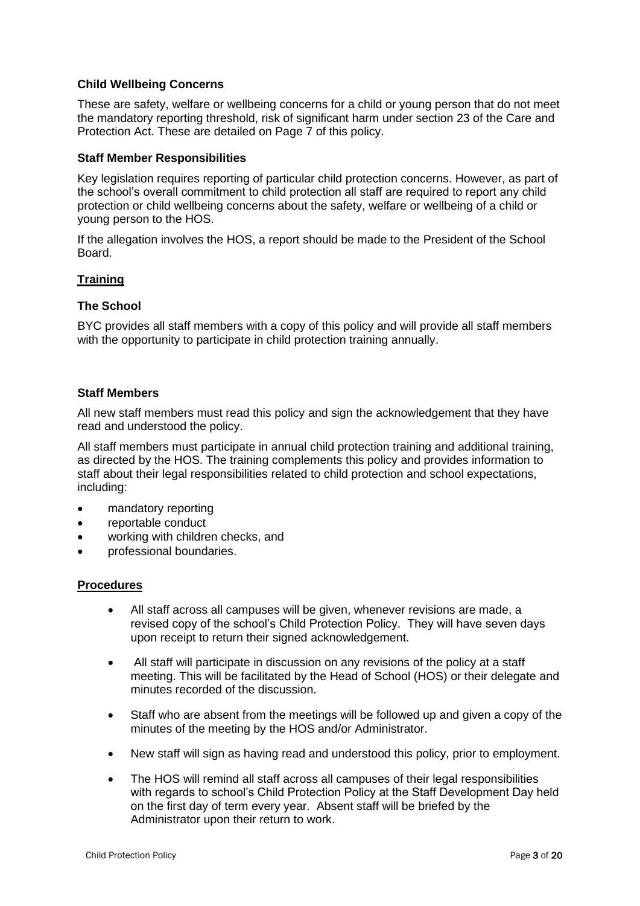### Child Wellbeing Concerns

These are safety, welfare or wellbeing concerns for a child or young person that do not meet the mandatory reporting threshold, risk of significant harm under section 23 of the Care and Protection Act. These are detailed on Page 7 of this policy.

### Staff Member Responsibilities

Key legislation requires reporting of particular child protection concerns. However, as part of the school's overall commitment to child protection all staff are required to report any child protection or child wellbeing concerns about the safety, welfare or wellbeing of a child or young person to the HOS.

If the allegation involves the HOS, a report should be made to the President of the School Board.

## Training

### The School

BYC provides all staff members with a copy of this policy and will provide all staff members with the opportunity to participate in child protection training annually.

### Staff Members

All new staff members must read this policy and sign the acknowledgement that they have read and understood the policy.

All staff members must participate in annual child protection training and additional training, as directed by the HOS. The training complements this policy and provides information to staff about their legal responsibilities related to child protection and school expectations, including:

- mandatory reporting
- reportable conduct
- working with children checks, and
- professional boundaries.

## Procedures

- All staff across all campuses will be given, whenever revisions are made, a revised copy of the school's Child Protection Policy. They will have seven days upon receipt to return their signed acknowledgement.
- All staff will participate in discussion on any revisions of the policy at a staff meeting. This will be facilitated by the Head of School (HOS) or their delegate and minutes recorded of the discussion.
- Staff who are absent from the meetings will be followed up and given a copy of the minutes of the meeting by the HOS and/or Administrator.
- New staff will sign as having read and understood this policy, prior to employment.
- The HOS will remind all staff across all campuses of their legal responsibilities with regards to school's Child Protection Policy at the Staff Development Day held on the first day of term every year. Absent staff will be briefed by the Administrator upon their return to work.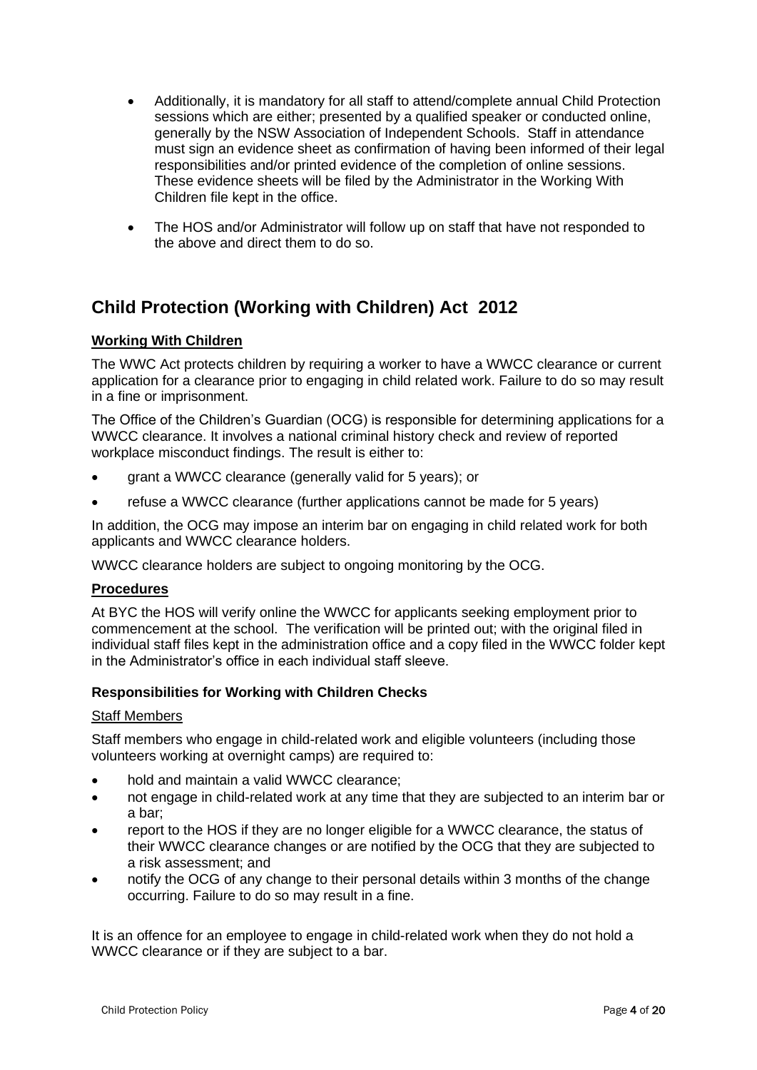- Additionally, it is mandatory for all staff to attend/complete annual Child Protection sessions which are either; presented by a qualified speaker or conducted online, generally by the NSW Association of Independent Schools. Staff in attendance must sign an evidence sheet as confirmation of having been informed of their legal responsibilities and/or printed evidence of the completion of online sessions. These evidence sheets will be filed by the Administrator in the Working With Children file kept in the office.

- The HOS and/or Administrator will follow up on staff that have not responded to the above and direct them to do so.

## Child Protection (Working with Children) Act 2012

**Working With Children**

The WWC Act protects children by requiring a worker to have a WWCC clearance or current application for a clearance prior to engaging in child related work. Failure to do so may result in a fine or imprisonment.

The Office of the Children's Guardian (OCG) is responsible for determining applications for a WWCC clearance. It involves a national criminal history check and review of reported workplace misconduct findings. The result is either to:

- grant a WWCC clearance (generally valid for 5 years); or
- refuse a WWCC clearance (further applications cannot be made for 5 years)

In addition, the OCG may impose an interim bar on engaging in child related work for both applicants and WWCC clearance holders.

WWCC clearance holders are subject to ongoing monitoring by the OCG.

**Procedures**

At BYC the HOS will verify online the WWCC for applicants seeking employment prior to commencement at the school. The verification will be printed out; with the original filed in individual staff files kept in the administration office and a copy filed in the WWCC folder kept in the Administrator's office in each individual staff sleeve.

### Responsibilities for Working with Children Checks

Staff Members

Staff members who engage in child-related work and eligible volunteers (including those volunteers working at overnight camps) are required to:

- hold and maintain a valid WWCC clearance;
- not engage in child-related work at any time that they are subjected to an interim bar or a bar;
- report to the HOS if they are no longer eligible for a WWCC clearance, the status of their WWCC clearance changes or are notified by the OCG that they are subjected to a risk assessment; and
- notify the OCG of any change to their personal details within 3 months of the change occurring. Failure to do so may result in a fine.

It is an offence for an employee to engage in child-related work when they do not hold a WWCC clearance or if they are subject to a bar.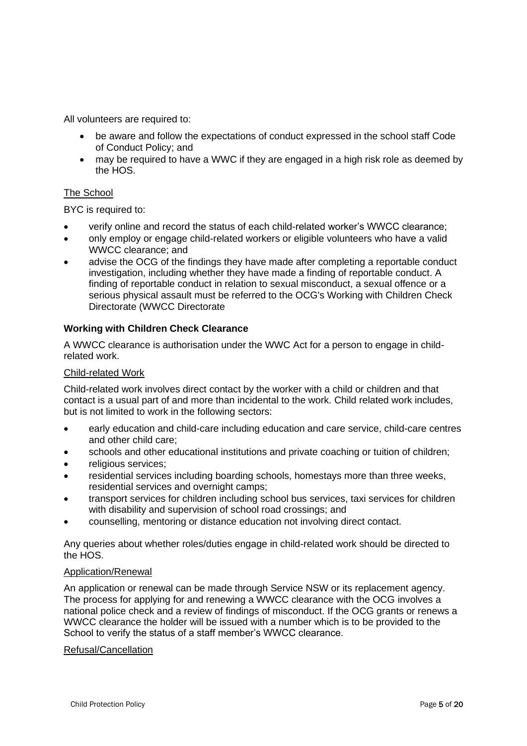All volunteers are required to:

- be aware and follow the expectations of conduct expressed in the school staff Code of Conduct Policy; and
- may be required to have a WWC if they are engaged in a high risk role as deemed by the HOS.

The School

BYC is required to:

- verify online and record the status of each child-related worker's WWCC clearance;
- only employ or engage child-related workers or eligible volunteers who have a valid WWCC clearance; and
- advise the OCG of the findings they have made after completing a reportable conduct investigation, including whether they have made a finding of reportable conduct. A finding of reportable conduct in relation to sexual misconduct, a sexual offence or a serious physical assault must be referred to the OCG's Working with Children Check Directorate (WWCC Directorate

**Working with Children Check Clearance**

A WWCC clearance is authorisation under the WWC Act for a person to engage in child-related work.

Child-related Work

Child-related work involves direct contact by the worker with a child or children and that contact is a usual part of and more than incidental to the work. Child related work includes, but is not limited to work in the following sectors:

- early education and child-care including education and care service, child-care centres and other child care;
- schools and other educational institutions and private coaching or tuition of children;
- religious services;
- residential services including boarding schools, homestays more than three weeks, residential services and overnight camps;
- transport services for children including school bus services, taxi services for children with disability and supervision of school road crossings; and
- counselling, mentoring or distance education not involving direct contact.

Any queries about whether roles/duties engage in child-related work should be directed to the HOS.

Application/Renewal

An application or renewal can be made through Service NSW or its replacement agency. The process for applying for and renewing a WWCC clearance with the OCG involves a national police check and a review of findings of misconduct. If the OCG grants or renews a WWCC clearance the holder will be issued with a number which is to be provided to the School to verify the status of a staff member's WWCC clearance.

Refusal/Cancellation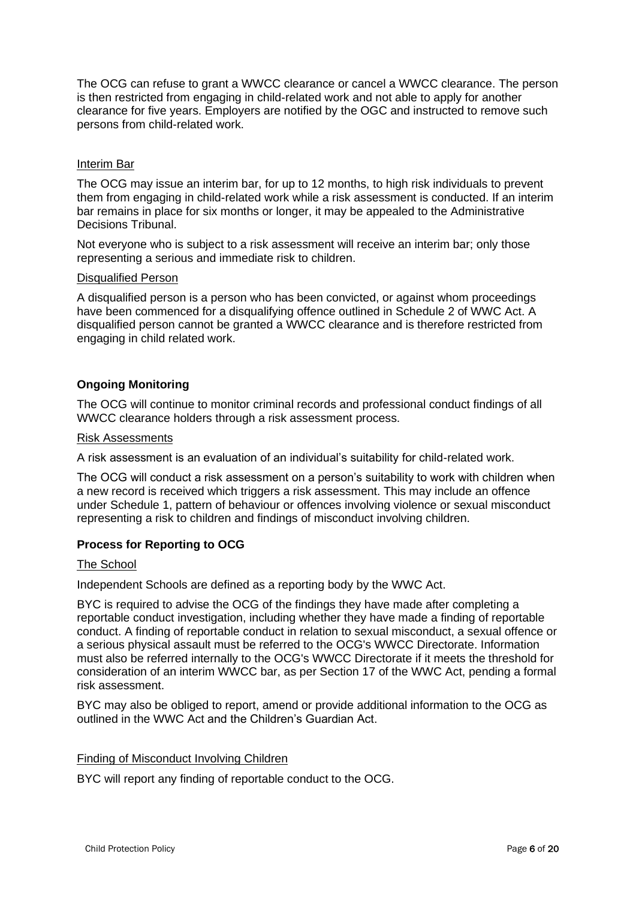The OCG can refuse to grant a WWCC clearance or cancel a WWCC clearance. The person is then restricted from engaging in child-related work and not able to apply for another clearance for five years. Employers are notified by the OGC and instructed to remove such persons from child-related work.

Interim Bar

The OCG may issue an interim bar, for up to 12 months, to high risk individuals to prevent them from engaging in child-related work while a risk assessment is conducted. If an interim bar remains in place for six months or longer, it may be appealed to the Administrative Decisions Tribunal.

Not everyone who is subject to a risk assessment will receive an interim bar; only those representing a serious and immediate risk to children.

Disqualified Person

A disqualified person is a person who has been convicted, or against whom proceedings have been commenced for a disqualifying offence outlined in Schedule 2 of WWC Act. A disqualified person cannot be granted a WWCC clearance and is therefore restricted from engaging in child related work.

**Ongoing Monitoring**

The OCG will continue to monitor criminal records and professional conduct findings of all WWCC clearance holders through a risk assessment process.

Risk Assessments

A risk assessment is an evaluation of an individual's suitability for child-related work.

The OCG will conduct a risk assessment on a person's suitability to work with children when a new record is received which triggers a risk assessment. This may include an offence under Schedule 1, pattern of behaviour or offences involving violence or sexual misconduct representing a risk to children and findings of misconduct involving children.

**Process for Reporting to OCG**

The School

Independent Schools are defined as a reporting body by the WWC Act.

BYC is required to advise the OCG of the findings they have made after completing a reportable conduct investigation, including whether they have made a finding of reportable conduct. A finding of reportable conduct in relation to sexual misconduct, a sexual offence or a serious physical assault must be referred to the OCG's WWCC Directorate. Information must also be referred internally to the OCG's WWCC Directorate if it meets the threshold for consideration of an interim WWCC bar, as per Section 17 of the WWC Act, pending a formal risk assessment.

BYC may also be obliged to report, amend or provide additional information to the OCG as outlined in the WWC Act and the Children's Guardian Act.

Finding of Misconduct Involving Children

BYC will report any finding of reportable conduct to the OCG.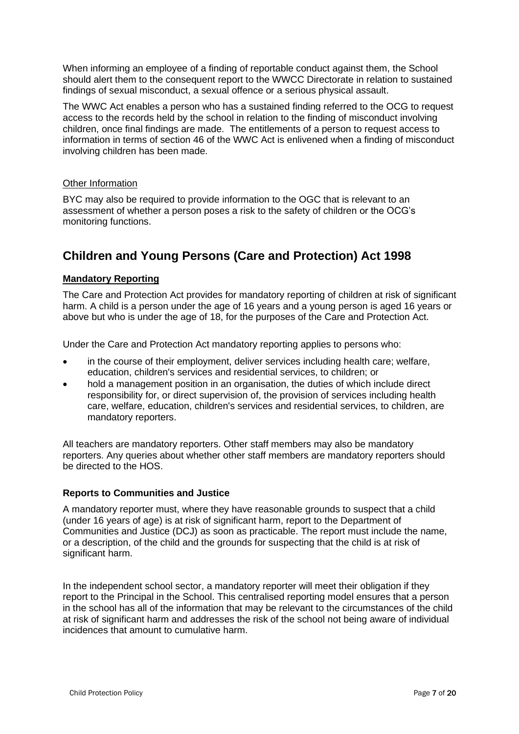When informing an employee of a finding of reportable conduct against them, the School should alert them to the consequent report to the WWCC Directorate in relation to sustained findings of sexual misconduct, a sexual offence or a serious physical assault.

The WWC Act enables a person who has a sustained finding referred to the OCG to request access to the records held by the school in relation to the finding of misconduct involving children, once final findings are made. The entitlements of a person to request access to information in terms of section 46 of the WWC Act is enlivened when a finding of misconduct involving children has been made.

Other Information

BYC may also be required to provide information to the OGC that is relevant to an assessment of whether a person poses a risk to the safety of children or the OCG's monitoring functions.

## Children and Young Persons (Care and Protection) Act 1998

### Mandatory Reporting

The Care and Protection Act provides for mandatory reporting of children at risk of significant harm. A child is a person under the age of 16 years and a young person is aged 16 years or above but who is under the age of 18, for the purposes of the Care and Protection Act.

Under the Care and Protection Act mandatory reporting applies to persons who:

- in the course of their employment, deliver services including health care; welfare, education, children's services and residential services, to children; or
- hold a management position in an organisation, the duties of which include direct responsibility for, or direct supervision of, the provision of services including health care, welfare, education, children's services and residential services, to children, are mandatory reporters.

All teachers are mandatory reporters. Other staff members may also be mandatory reporters. Any queries about whether other staff members are mandatory reporters should be directed to the HOS.

### Reports to Communities and Justice

A mandatory reporter must, where they have reasonable grounds to suspect that a child (under 16 years of age) is at risk of significant harm, report to the Department of Communities and Justice (DCJ) as soon as practicable. The report must include the name, or a description, of the child and the grounds for suspecting that the child is at risk of significant harm.

In the independent school sector, a mandatory reporter will meet their obligation if they report to the Principal in the School. This centralised reporting model ensures that a person in the school has all of the information that may be relevant to the circumstances of the child at risk of significant harm and addresses the risk of the school not being aware of individual incidences that amount to cumulative harm.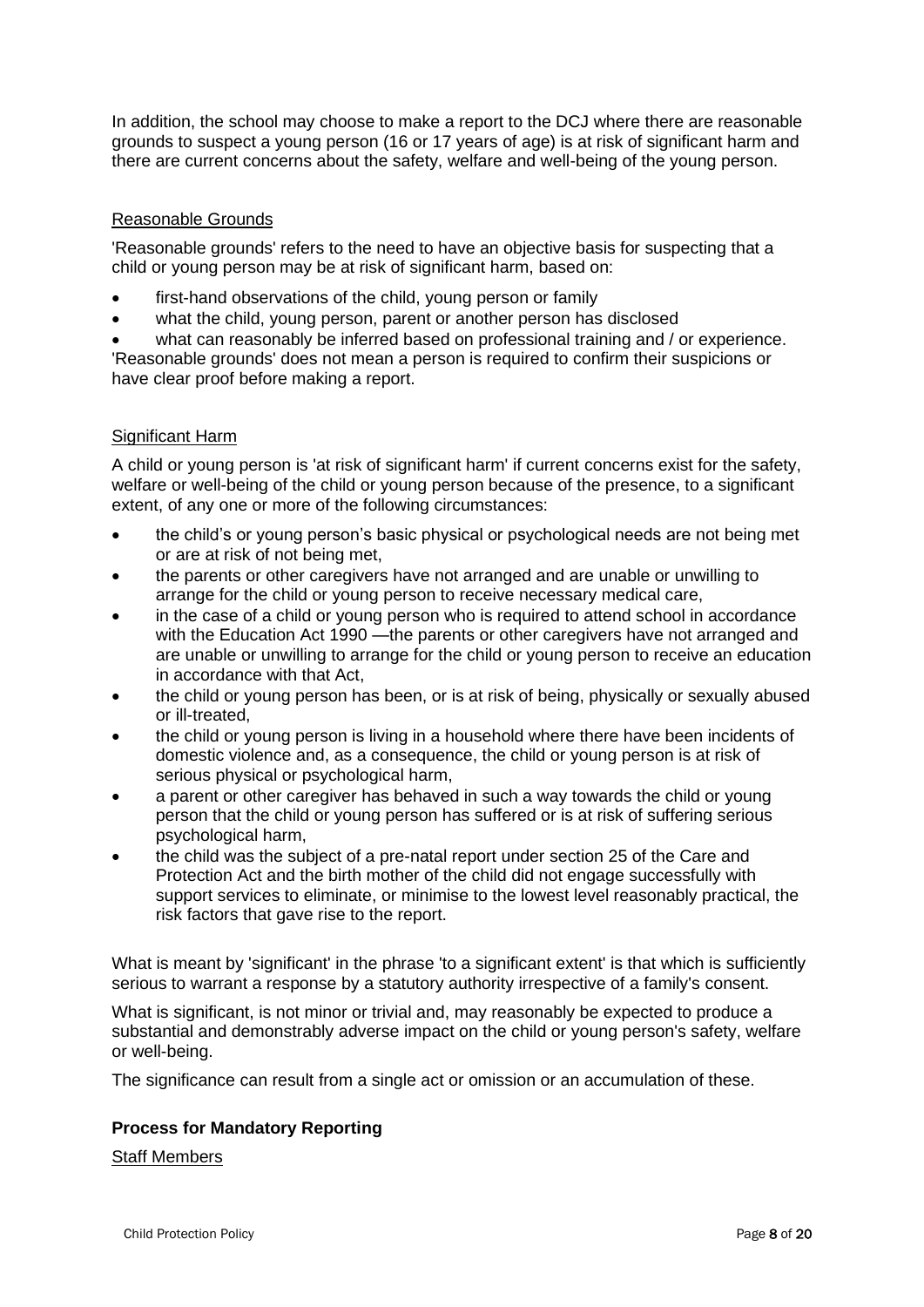In addition, the school may choose to make a report to the DCJ where there are reasonable grounds to suspect a young person (16 or 17 years of age) is at risk of significant harm and there are current concerns about the safety, welfare and well-being of the young person.

### Reasonable Grounds

'Reasonable grounds' refers to the need to have an objective basis for suspecting that a child or young person may be at risk of significant harm, based on:

- first-hand observations of the child, young person or family
- what the child, young person, parent or another person has disclosed
- what can reasonably be inferred based on professional training and / or experience.

'Reasonable grounds' does not mean a person is required to confirm their suspicions or have clear proof before making a report.

### Significant Harm

A child or young person is 'at risk of significant harm' if current concerns exist for the safety, welfare or well-being of the child or young person because of the presence, to a significant extent, of any one or more of the following circumstances:

- the child's or young person's basic physical or psychological needs are not being met or are at risk of not being met,
- the parents or other caregivers have not arranged and are unable or unwilling to arrange for the child or young person to receive necessary medical care,
- in the case of a child or young person who is required to attend school in accordance with the Education Act 1990 —the parents or other caregivers have not arranged and are unable or unwilling to arrange for the child or young person to receive an education in accordance with that Act,
- the child or young person has been, or is at risk of being, physically or sexually abused or ill-treated,
- the child or young person is living in a household where there have been incidents of domestic violence and, as a consequence, the child or young person is at risk of serious physical or psychological harm,
- a parent or other caregiver has behaved in such a way towards the child or young person that the child or young person has suffered or is at risk of suffering serious psychological harm,
- the child was the subject of a pre-natal report under section 25 of the Care and Protection Act and the birth mother of the child did not engage successfully with support services to eliminate, or minimise to the lowest level reasonably practical, the risk factors that gave rise to the report.

What is meant by 'significant' in the phrase 'to a significant extent' is that which is sufficiently serious to warrant a response by a statutory authority irrespective of a family's consent.

What is significant, is not minor or trivial and, may reasonably be expected to produce a substantial and demonstrably adverse impact on the child or young person's safety, welfare or well-being.

The significance can result from a single act or omission or an accumulation of these.

## Process for Mandatory Reporting

### Staff Members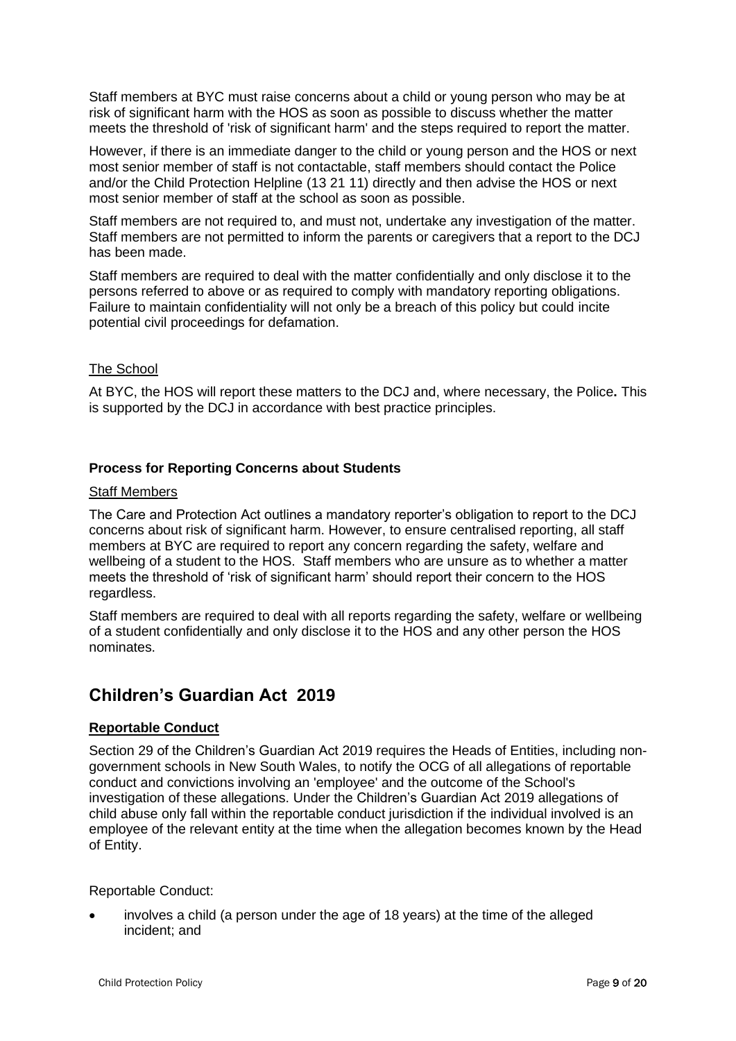Staff members at BYC must raise concerns about a child or young person who may be at risk of significant harm with the HOS as soon as possible to discuss whether the matter meets the threshold of 'risk of significant harm' and the steps required to report the matter.

However, if there is an immediate danger to the child or young person and the HOS or next most senior member of staff is not contactable, staff members should contact the Police and/or the Child Protection Helpline (13 21 11) directly and then advise the HOS or next most senior member of staff at the school as soon as possible.

Staff members are not required to, and must not, undertake any investigation of the matter. Staff members are not permitted to inform the parents or caregivers that a report to the DCJ has been made.

Staff members are required to deal with the matter confidentially and only disclose it to the persons referred to above or as required to comply with mandatory reporting obligations. Failure to maintain confidentiality will not only be a breach of this policy but could incite potential civil proceedings for defamation.

The School

At BYC, the HOS will report these matters to the DCJ and, where necessary, the Police**.** This is supported by the DCJ in accordance with best practice principles.

### Process for Reporting Concerns about Students

Staff Members

The Care and Protection Act outlines a mandatory reporter's obligation to report to the DCJ concerns about risk of significant harm. However, to ensure centralised reporting, all staff members at BYC are required to report any concern regarding the safety, welfare and wellbeing of a student to the HOS. Staff members who are unsure as to whether a matter meets the threshold of 'risk of significant harm' should report their concern to the HOS regardless.

Staff members are required to deal with all reports regarding the safety, welfare or wellbeing of a student confidentially and only disclose it to the HOS and any other person the HOS nominates.

## Children's Guardian Act 2019

### Reportable Conduct

Section 29 of the Children's Guardian Act 2019 requires the Heads of Entities, including non-government schools in New South Wales, to notify the OCG of all allegations of reportable conduct and convictions involving an 'employee' and the outcome of the School's investigation of these allegations. Under the Children's Guardian Act 2019 allegations of child abuse only fall within the reportable conduct jurisdiction if the individual involved is an employee of the relevant entity at the time when the allegation becomes known by the Head of Entity.

Reportable Conduct:

- involves a child (a person under the age of 18 years) at the time of the alleged incident; and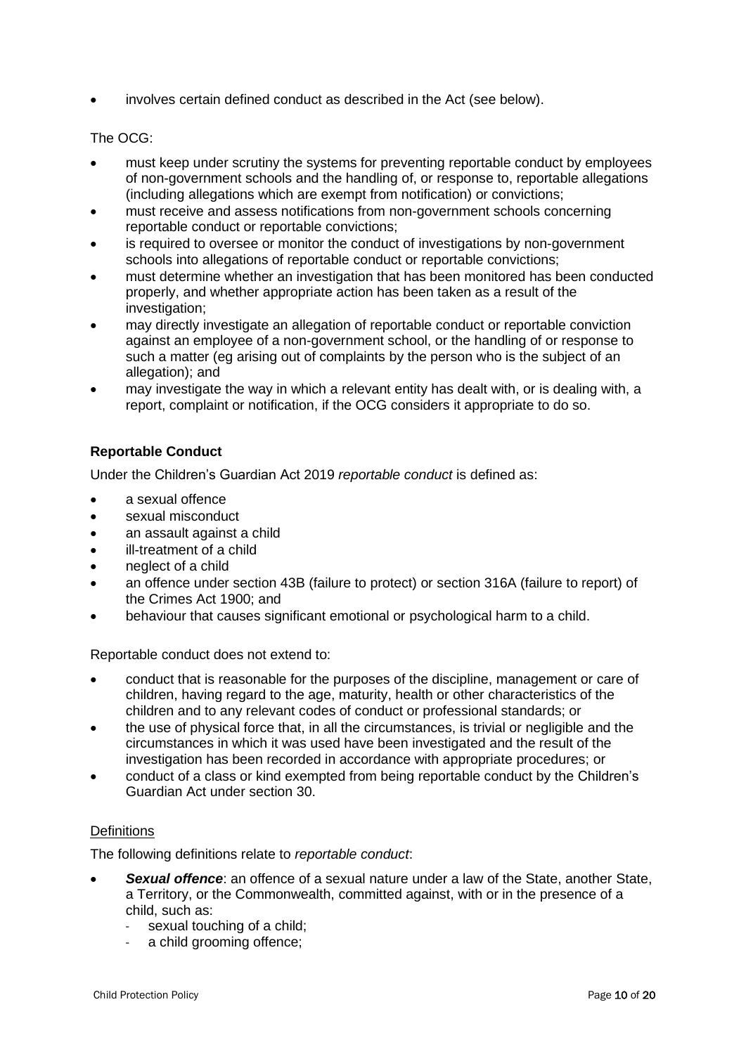- involves certain defined conduct as described in the Act (see below).

The OCG:

- must keep under scrutiny the systems for preventing reportable conduct by employees of non-government schools and the handling of, or response to, reportable allegations (including allegations which are exempt from notification) or convictions;
- must receive and assess notifications from non-government schools concerning reportable conduct or reportable convictions;
- is required to oversee or monitor the conduct of investigations by non-government schools into allegations of reportable conduct or reportable convictions;
- must determine whether an investigation that has been monitored has been conducted properly, and whether appropriate action has been taken as a result of the investigation;
- may directly investigate an allegation of reportable conduct or reportable conviction against an employee of a non-government school, or the handling of or response to such a matter (eg arising out of complaints by the person who is the subject of an allegation); and
- may investigate the way in which a relevant entity has dealt with, or is dealing with, a report, complaint or notification, if the OCG considers it appropriate to do so.

**Reportable Conduct**

Under the Children's Guardian Act 2019 *reportable conduct* is defined as:

- a sexual offence
- sexual misconduct
- an assault against a child
- ill-treatment of a child
- neglect of a child
- an offence under section 43B (failure to protect) or section 316A (failure to report) of the Crimes Act 1900; and
- behaviour that causes significant emotional or psychological harm to a child.

Reportable conduct does not extend to:

- conduct that is reasonable for the purposes of the discipline, management or care of children, having regard to the age, maturity, health or other characteristics of the children and to any relevant codes of conduct or professional standards; or
- the use of physical force that, in all the circumstances, is trivial or negligible and the circumstances in which it was used have been investigated and the result of the investigation has been recorded in accordance with appropriate procedures; or
- conduct of a class or kind exempted from being reportable conduct by the Children's Guardian Act under section 30.

<u>Definitions</u>

The following definitions relate to *reportable conduct*:

- ***Sexual offence***: an offence of a sexual nature under a law of the State, another State, a Territory, or the Commonwealth, committed against, with or in the presence of a child, such as:
  - sexual touching of a child;
  - a child grooming offence;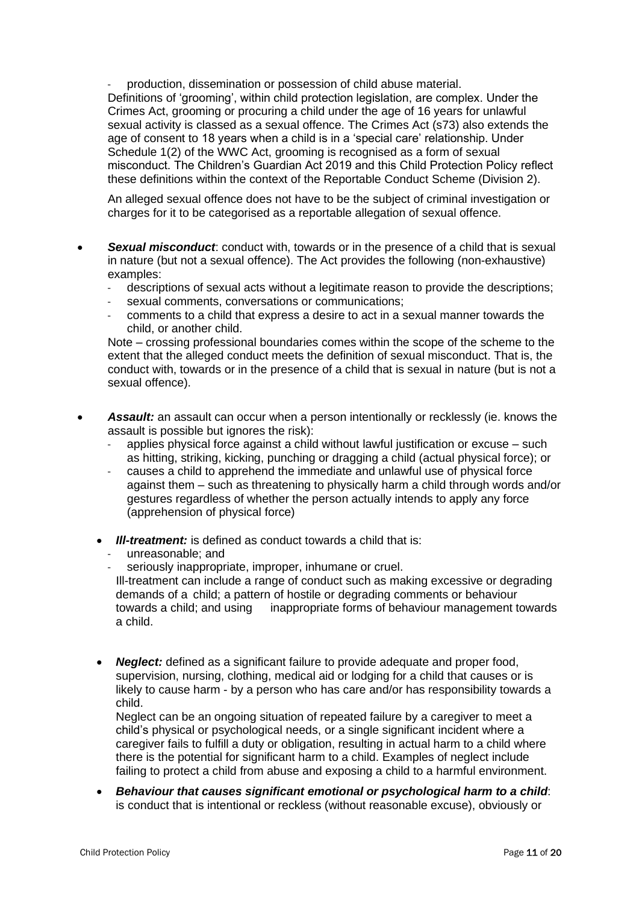- production, dissemination or possession of child abuse material.

Definitions of 'grooming', within child protection legislation, are complex. Under the Crimes Act, grooming or procuring a child under the age of 16 years for unlawful sexual activity is classed as a sexual offence. The Crimes Act (s73) also extends the age of consent to 18 years when a child is in a 'special care' relationship. Under Schedule 1(2) of the WWC Act, grooming is recognised as a form of sexual misconduct. The Children's Guardian Act 2019 and this Child Protection Policy reflect these definitions within the context of the Reportable Conduct Scheme (Division 2).

An alleged sexual offence does not have to be the subject of criminal investigation or charges for it to be categorised as a reportable allegation of sexual offence.

- ***Sexual misconduct***: conduct with, towards or in the presence of a child that is sexual in nature (but not a sexual offence). The Act provides the following (non-exhaustive) examples:
  - descriptions of sexual acts without a legitimate reason to provide the descriptions;
  - sexual comments, conversations or communications;
  - comments to a child that express a desire to act in a sexual manner towards the child, or another child.

  Note – crossing professional boundaries comes within the scope of the scheme to the extent that the alleged conduct meets the definition of sexual misconduct. That is, the conduct with, towards or in the presence of a child that is sexual in nature (but is not a sexual offence).

- ***Assault:*** an assault can occur when a person intentionally or recklessly (ie. knows the assault is possible but ignores the risk):
  - applies physical force against a child without lawful justification or excuse – such as hitting, striking, kicking, punching or dragging a child (actual physical force); or
  - causes a child to apprehend the immediate and unlawful use of physical force against them – such as threatening to physically harm a child through words and/or gestures regardless of whether the person actually intends to apply any force (apprehension of physical force)

- ***Ill-treatment:*** is defined as conduct towards a child that is:
  - unreasonable; and
  - seriously inappropriate, improper, inhumane or cruel.

  Ill-treatment can include a range of conduct such as making excessive or degrading demands of a child; a pattern of hostile or degrading comments or behaviour towards a child; and using inappropriate forms of behaviour management towards a child.

- ***Neglect:*** defined as a significant failure to provide adequate and proper food, supervision, nursing, clothing, medical aid or lodging for a child that causes or is likely to cause harm - by a person who has care and/or has responsibility towards a child.

  Neglect can be an ongoing situation of repeated failure by a caregiver to meet a child's physical or psychological needs, or a single significant incident where a caregiver fails to fulfill a duty or obligation, resulting in actual harm to a child where there is the potential for significant harm to a child. Examples of neglect include failing to protect a child from abuse and exposing a child to a harmful environment.

- ***Behaviour that causes significant emotional or psychological harm to a child***: is conduct that is intentional or reckless (without reasonable excuse), obviously or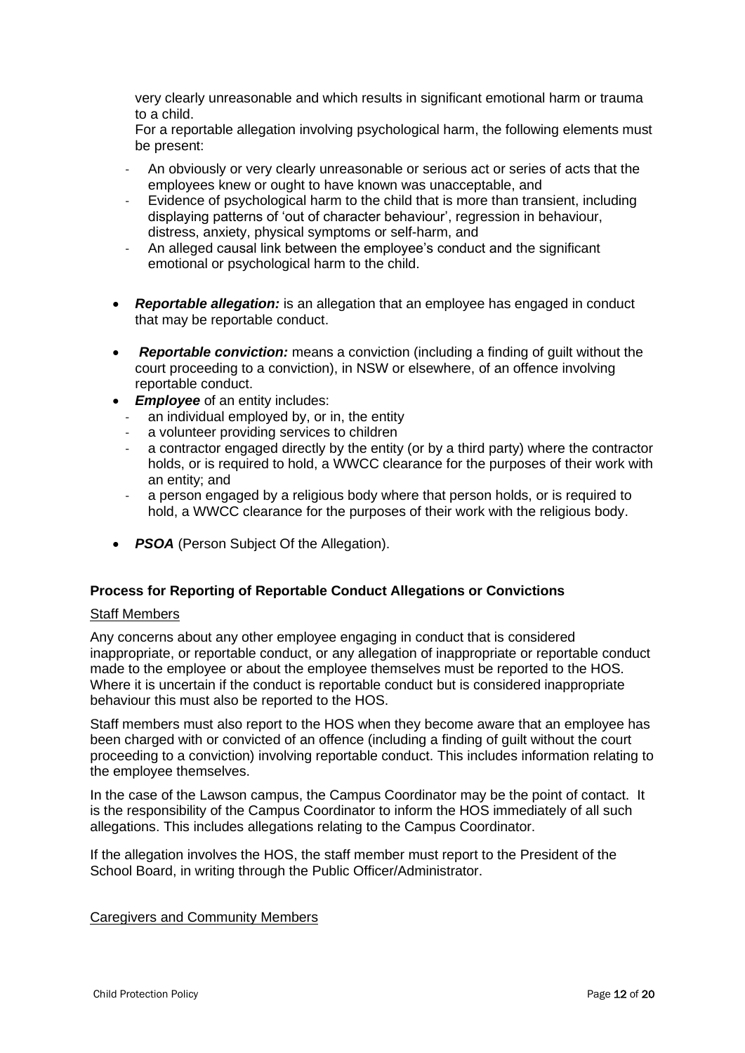very clearly unreasonable and which results in significant emotional harm or trauma to a child.

For a reportable allegation involving psychological harm, the following elements must be present:

- An obviously or very clearly unreasonable or serious act or series of acts that the employees knew or ought to have known was unacceptable, and
- Evidence of psychological harm to the child that is more than transient, including displaying patterns of 'out of character behaviour', regression in behaviour, distress, anxiety, physical symptoms or self-harm, and
- An alleged causal link between the employee's conduct and the significant emotional or psychological harm to the child.

- ***Reportable allegation:*** is an allegation that an employee has engaged in conduct that may be reportable conduct.
- ***Reportable conviction:*** means a conviction (including a finding of guilt without the court proceeding to a conviction), in NSW or elsewhere, of an offence involving reportable conduct.
- ***Employee*** of an entity includes:
  - an individual employed by, or in, the entity
  - a volunteer providing services to children
  - a contractor engaged directly by the entity (or by a third party) where the contractor holds, or is required to hold, a WWCC clearance for the purposes of their work with an entity; and
  - a person engaged by a religious body where that person holds, or is required to hold, a WWCC clearance for the purposes of their work with the religious body.
- ***PSOA*** (Person Subject Of the Allegation).

## Process for Reporting of Reportable Conduct Allegations or Convictions

### Staff Members

Any concerns about any other employee engaging in conduct that is considered inappropriate, or reportable conduct, or any allegation of inappropriate or reportable conduct made to the employee or about the employee themselves must be reported to the HOS. Where it is uncertain if the conduct is reportable conduct but is considered inappropriate behaviour this must also be reported to the HOS.

Staff members must also report to the HOS when they become aware that an employee has been charged with or convicted of an offence (including a finding of guilt without the court proceeding to a conviction) involving reportable conduct. This includes information relating to the employee themselves.

In the case of the Lawson campus, the Campus Coordinator may be the point of contact. It is the responsibility of the Campus Coordinator to inform the HOS immediately of all such allegations. This includes allegations relating to the Campus Coordinator.

If the allegation involves the HOS, the staff member must report to the President of the School Board, in writing through the Public Officer/Administrator.

### Caregivers and Community Members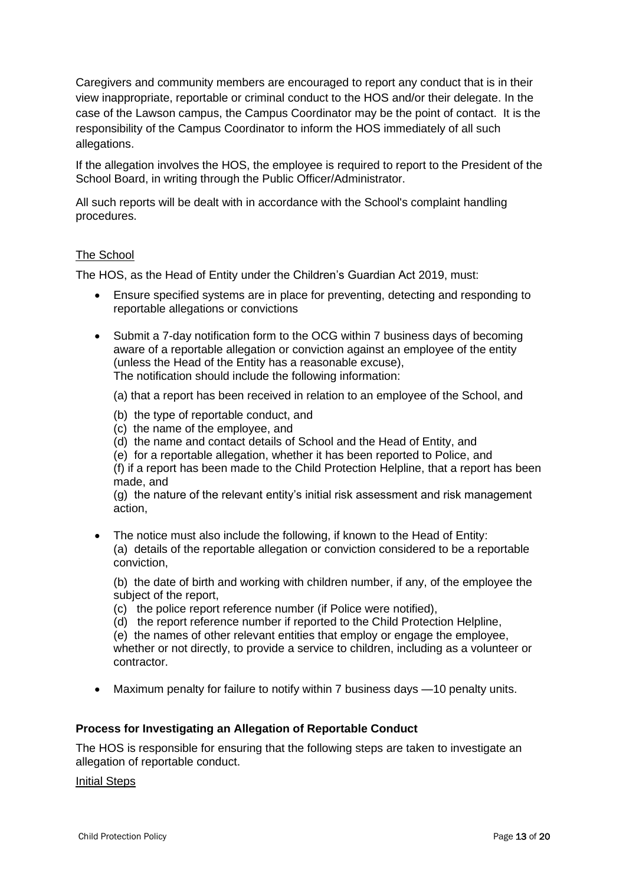Caregivers and community members are encouraged to report any conduct that is in their view inappropriate, reportable or criminal conduct to the HOS and/or their delegate. In the case of the Lawson campus, the Campus Coordinator may be the point of contact. It is the responsibility of the Campus Coordinator to inform the HOS immediately of all such allegations.

If the allegation involves the HOS, the employee is required to report to the President of the School Board, in writing through the Public Officer/Administrator.

All such reports will be dealt with in accordance with the School's complaint handling procedures.

<u>The School</u>

The HOS, as the Head of Entity under the Children's Guardian Act 2019, must:

- Ensure specified systems are in place for preventing, detecting and responding to reportable allegations or convictions
- Submit a 7-day notification form to the OCG within 7 business days of becoming aware of a reportable allegation or conviction against an employee of the entity (unless the Head of the Entity has a reasonable excuse),
  The notification should include the following information:

  (a) that a report has been received in relation to an employee of the School, and

  (b) the type of reportable conduct, and
  (c) the name of the employee, and
  (d) the name and contact details of School and the Head of Entity, and
  (e) for a reportable allegation, whether it has been reported to Police, and
  (f) if a report has been made to the Child Protection Helpline, that a report has been made, and
  (g) the nature of the relevant entity's initial risk assessment and risk management action,
- The notice must also include the following, if known to the Head of Entity:
  (a) details of the reportable allegation or conviction considered to be a reportable conviction,

  (b) the date of birth and working with children number, if any, of the employee the subject of the report,
  (c) the police report reference number (if Police were notified),
  (d) the report reference number if reported to the Child Protection Helpline,
  (e) the names of other relevant entities that employ or engage the employee, whether or not directly, to provide a service to children, including as a volunteer or contractor.
- Maximum penalty for failure to notify within 7 business days —10 penalty units.

**Process for Investigating an Allegation of Reportable Conduct**

The HOS is responsible for ensuring that the following steps are taken to investigate an allegation of reportable conduct.

<u>Initial Steps</u>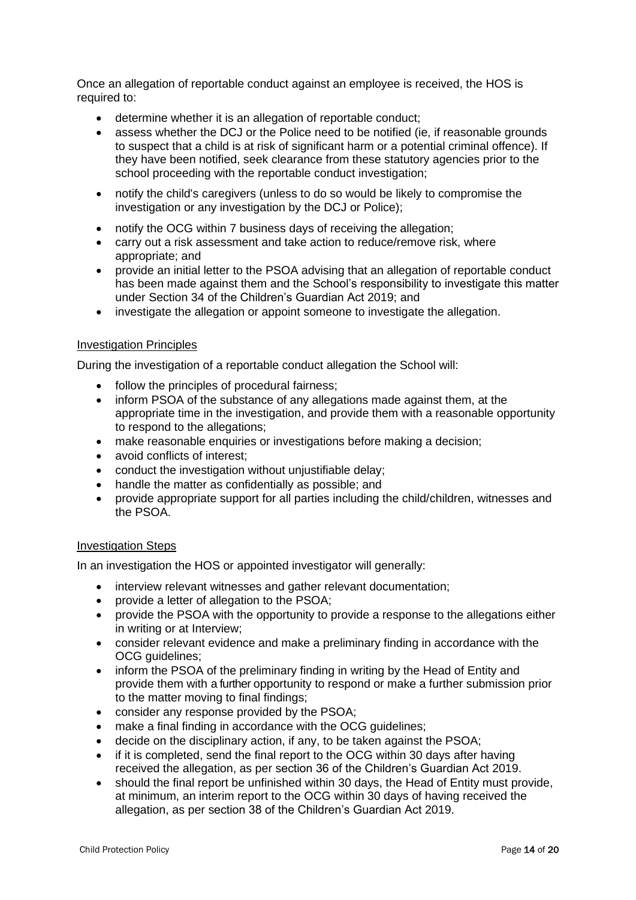Once an allegation of reportable conduct against an employee is received, the HOS is required to:

- determine whether it is an allegation of reportable conduct;
- assess whether the DCJ or the Police need to be notified (ie, if reasonable grounds to suspect that a child is at risk of significant harm or a potential criminal offence). If they have been notified, seek clearance from these statutory agencies prior to the school proceeding with the reportable conduct investigation;
- notify the child's caregivers (unless to do so would be likely to compromise the investigation or any investigation by the DCJ or Police);
- notify the OCG within 7 business days of receiving the allegation;
- carry out a risk assessment and take action to reduce/remove risk, where appropriate; and
- provide an initial letter to the PSOA advising that an allegation of reportable conduct has been made against them and the School's responsibility to investigate this matter under Section 34 of the Children's Guardian Act 2019; and
- investigate the allegation or appoint someone to investigate the allegation.

## Investigation Principles

During the investigation of a reportable conduct allegation the School will:

- follow the principles of procedural fairness;
- inform PSOA of the substance of any allegations made against them, at the appropriate time in the investigation, and provide them with a reasonable opportunity to respond to the allegations;
- make reasonable enquiries or investigations before making a decision;
- avoid conflicts of interest;
- conduct the investigation without unjustifiable delay;
- handle the matter as confidentially as possible; and
- provide appropriate support for all parties including the child/children, witnesses and the PSOA.

## Investigation Steps

In an investigation the HOS or appointed investigator will generally:

- interview relevant witnesses and gather relevant documentation;
- provide a letter of allegation to the PSOA;
- provide the PSOA with the opportunity to provide a response to the allegations either in writing or at Interview;
- consider relevant evidence and make a preliminary finding in accordance with the OCG guidelines;
- inform the PSOA of the preliminary finding in writing by the Head of Entity and provide them with a further opportunity to respond or make a further submission prior to the matter moving to final findings;
- consider any response provided by the PSOA;
- make a final finding in accordance with the OCG guidelines;
- decide on the disciplinary action, if any, to be taken against the PSOA;
- if it is completed, send the final report to the OCG within 30 days after having received the allegation, as per section 36 of the Children's Guardian Act 2019.
- should the final report be unfinished within 30 days, the Head of Entity must provide, at minimum, an interim report to the OCG within 30 days of having received the allegation, as per section 38 of the Children's Guardian Act 2019.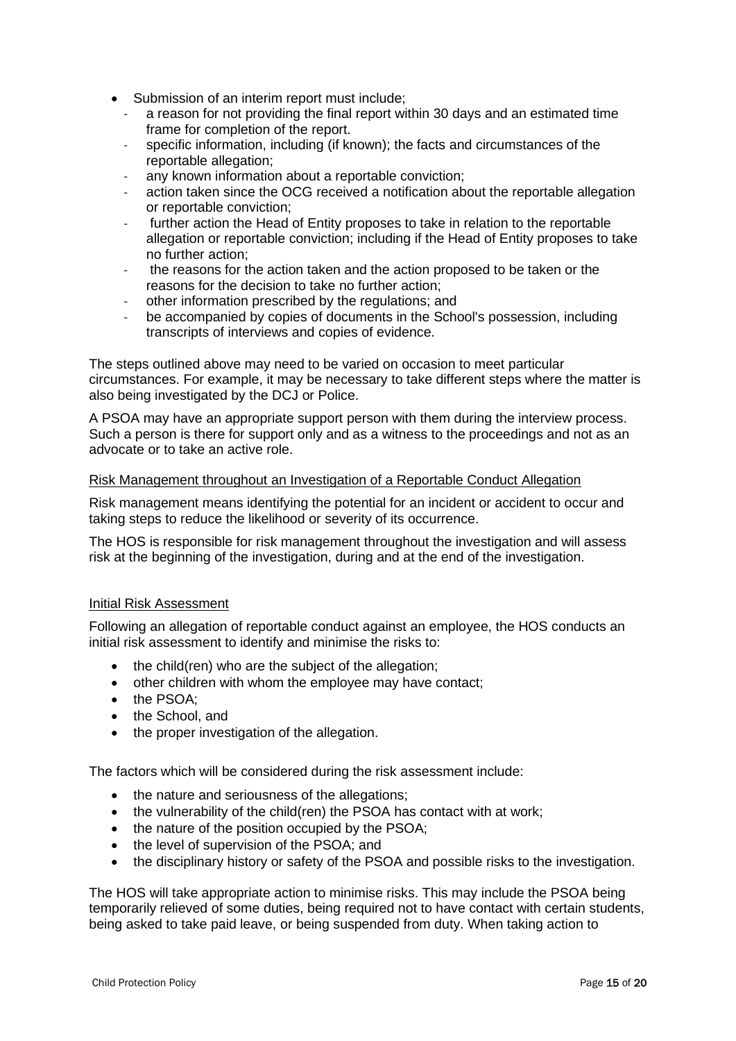- Submission of an interim report must include;
  - a reason for not providing the final report within 30 days and an estimated time frame for completion of the report.
  - specific information, including (if known); the facts and circumstances of the reportable allegation;
  - any known information about a reportable conviction;
  - action taken since the OCG received a notification about the reportable allegation or reportable conviction;
  - further action the Head of Entity proposes to take in relation to the reportable allegation or reportable conviction; including if the Head of Entity proposes to take no further action;
  - the reasons for the action taken and the action proposed to be taken or the reasons for the decision to take no further action;
  - other information prescribed by the regulations; and
  - be accompanied by copies of documents in the School's possession, including transcripts of interviews and copies of evidence.

The steps outlined above may need to be varied on occasion to meet particular circumstances. For example, it may be necessary to take different steps where the matter is also being investigated by the DCJ or Police.

A PSOA may have an appropriate support person with them during the interview process. Such a person is there for support only and as a witness to the proceedings and not as an advocate or to take an active role.

<u>Risk Management throughout an Investigation of a Reportable Conduct Allegation</u>

Risk management means identifying the potential for an incident or accident to occur and taking steps to reduce the likelihood or severity of its occurrence.

The HOS is responsible for risk management throughout the investigation and will assess risk at the beginning of the investigation, during and at the end of the investigation.

<u>Initial Risk Assessment</u>

Following an allegation of reportable conduct against an employee, the HOS conducts an initial risk assessment to identify and minimise the risks to:

- the child(ren) who are the subject of the allegation;
- other children with whom the employee may have contact;
- the PSOA;
- the School, and
- the proper investigation of the allegation.

The factors which will be considered during the risk assessment include:

- the nature and seriousness of the allegations;
- the vulnerability of the child(ren) the PSOA has contact with at work;
- the nature of the position occupied by the PSOA;
- the level of supervision of the PSOA; and
- the disciplinary history or safety of the PSOA and possible risks to the investigation.

The HOS will take appropriate action to minimise risks. This may include the PSOA being temporarily relieved of some duties, being required not to have contact with certain students, being asked to take paid leave, or being suspended from duty. When taking action to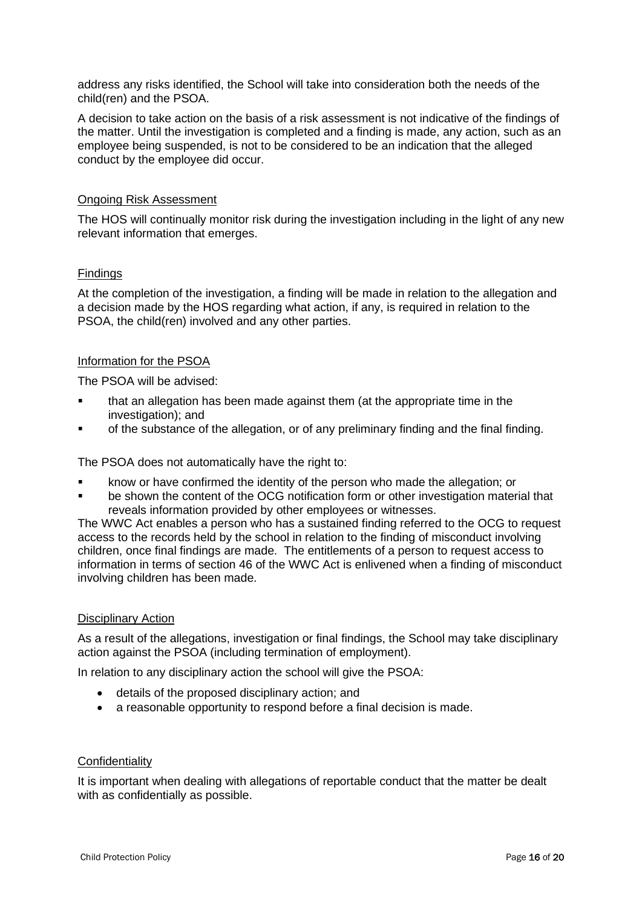address any risks identified, the School will take into consideration both the needs of the child(ren) and the PSOA.

A decision to take action on the basis of a risk assessment is not indicative of the findings of the matter. Until the investigation is completed and a finding is made, any action, such as an employee being suspended, is not to be considered to be an indication that the alleged conduct by the employee did occur.

### Ongoing Risk Assessment

The HOS will continually monitor risk during the investigation including in the light of any new relevant information that emerges.

### Findings

At the completion of the investigation, a finding will be made in relation to the allegation and a decision made by the HOS regarding what action, if any, is required in relation to the PSOA, the child(ren) involved and any other parties.

### Information for the PSOA

The PSOA will be advised:

- that an allegation has been made against them (at the appropriate time in the investigation); and
- of the substance of the allegation, or of any preliminary finding and the final finding.

The PSOA does not automatically have the right to:

- know or have confirmed the identity of the person who made the allegation; or
- be shown the content of the OCG notification form or other investigation material that reveals information provided by other employees or witnesses.

The WWC Act enables a person who has a sustained finding referred to the OCG to request access to the records held by the school in relation to the finding of misconduct involving children, once final findings are made. The entitlements of a person to request access to information in terms of section 46 of the WWC Act is enlivened when a finding of misconduct involving children has been made.

### Disciplinary Action

As a result of the allegations, investigation or final findings, the School may take disciplinary action against the PSOA (including termination of employment).

In relation to any disciplinary action the school will give the PSOA:

- details of the proposed disciplinary action; and
- a reasonable opportunity to respond before a final decision is made.

### Confidentiality

It is important when dealing with allegations of reportable conduct that the matter be dealt with as confidentially as possible.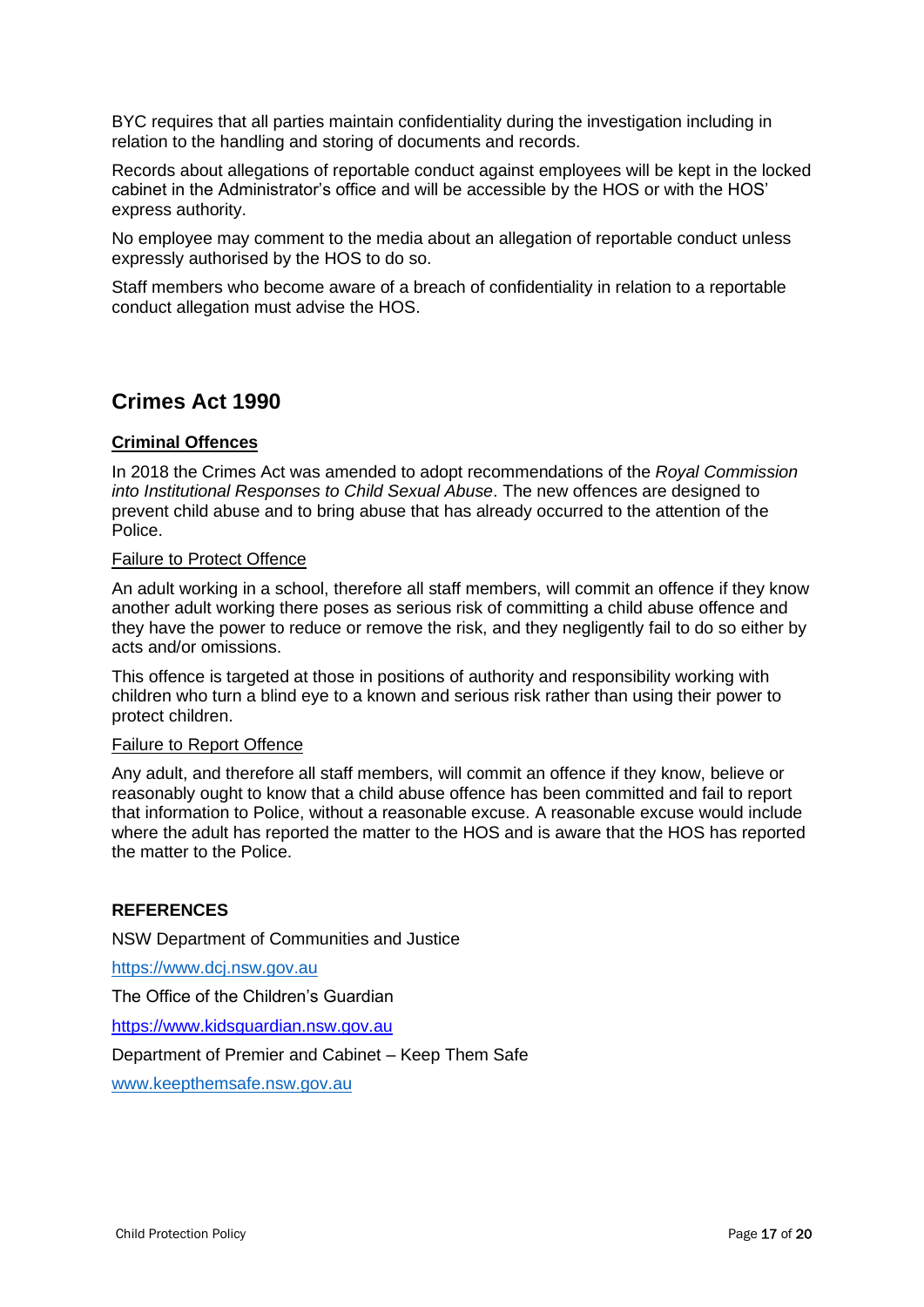BYC requires that all parties maintain confidentiality during the investigation including in relation to the handling and storing of documents and records.

Records about allegations of reportable conduct against employees will be kept in the locked cabinet in the Administrator's office and will be accessible by the HOS or with the HOS' express authority.

No employee may comment to the media about an allegation of reportable conduct unless expressly authorised by the HOS to do so.

Staff members who become aware of a breach of confidentiality in relation to a reportable conduct allegation must advise the HOS.

## Crimes Act 1990

### Criminal Offences

In 2018 the Crimes Act was amended to adopt recommendations of the *Royal Commission into Institutional Responses to Child Sexual Abuse*. The new offences are designed to prevent child abuse and to bring abuse that has already occurred to the attention of the Police.

#### Failure to Protect Offence

An adult working in a school, therefore all staff members, will commit an offence if they know another adult working there poses as serious risk of committing a child abuse offence and they have the power to reduce or remove the risk, and they negligently fail to do so either by acts and/or omissions.

This offence is targeted at those in positions of authority and responsibility working with children who turn a blind eye to a known and serious risk rather than using their power to protect children.

#### Failure to Report Offence

Any adult, and therefore all staff members, will commit an offence if they know, believe or reasonably ought to know that a child abuse offence has been committed and fail to report that information to Police, without a reasonable excuse. A reasonable excuse would include where the adult has reported the matter to the HOS and is aware that the HOS has reported the matter to the Police.

**REFERENCES**

NSW Department of Communities and Justice

https://www.dcj.nsw.gov.au

The Office of the Children's Guardian

https://www.kidsguardian.nsw.gov.au

Department of Premier and Cabinet – Keep Them Safe

www.keepthemsafe.nsw.gov.au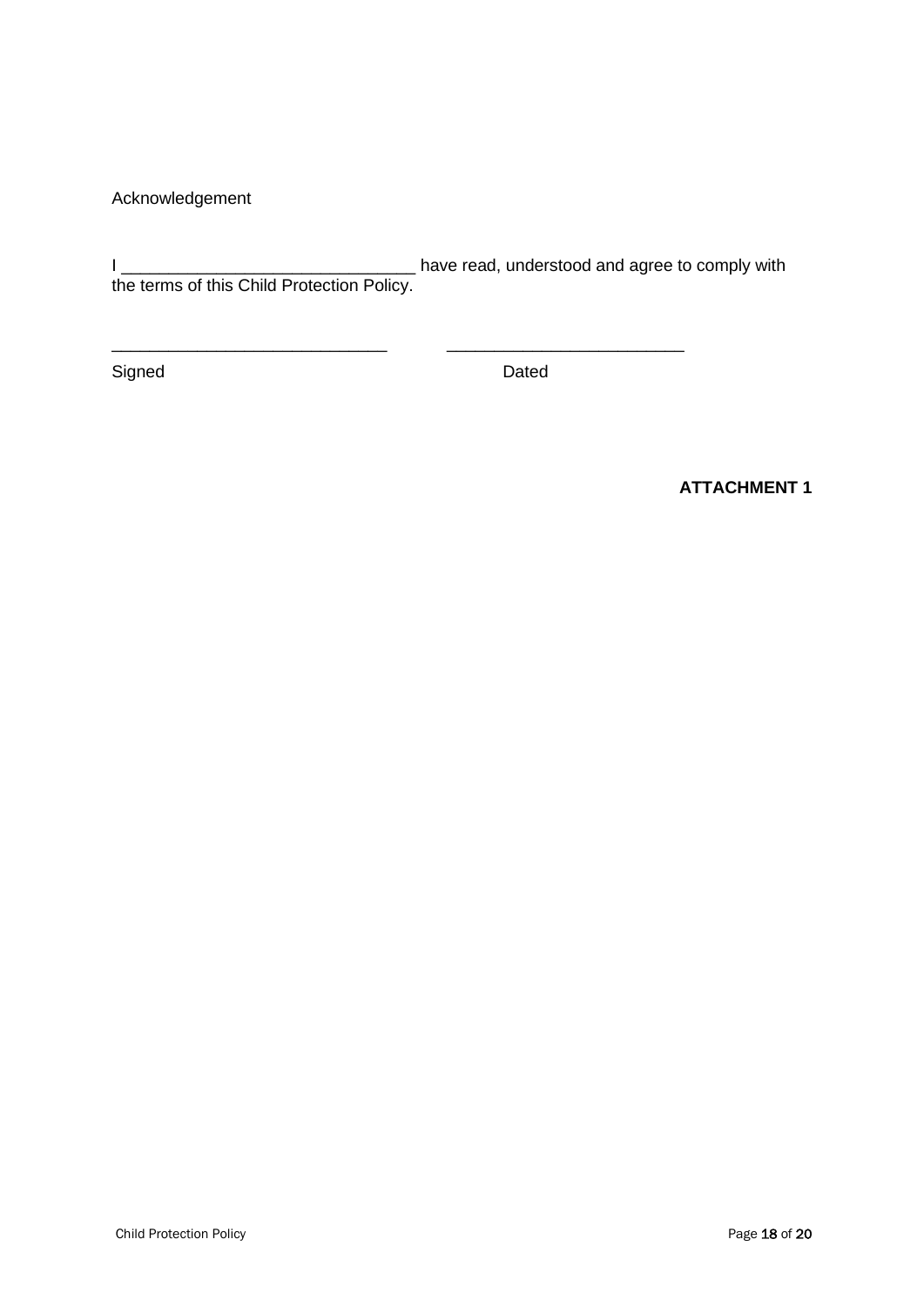Acknowledgement

I ______________________________ have read, understood and agree to comply with the terms of this Child Protection Policy.

____________________________ ________________________

Signed Dated

**ATTACHMENT 1**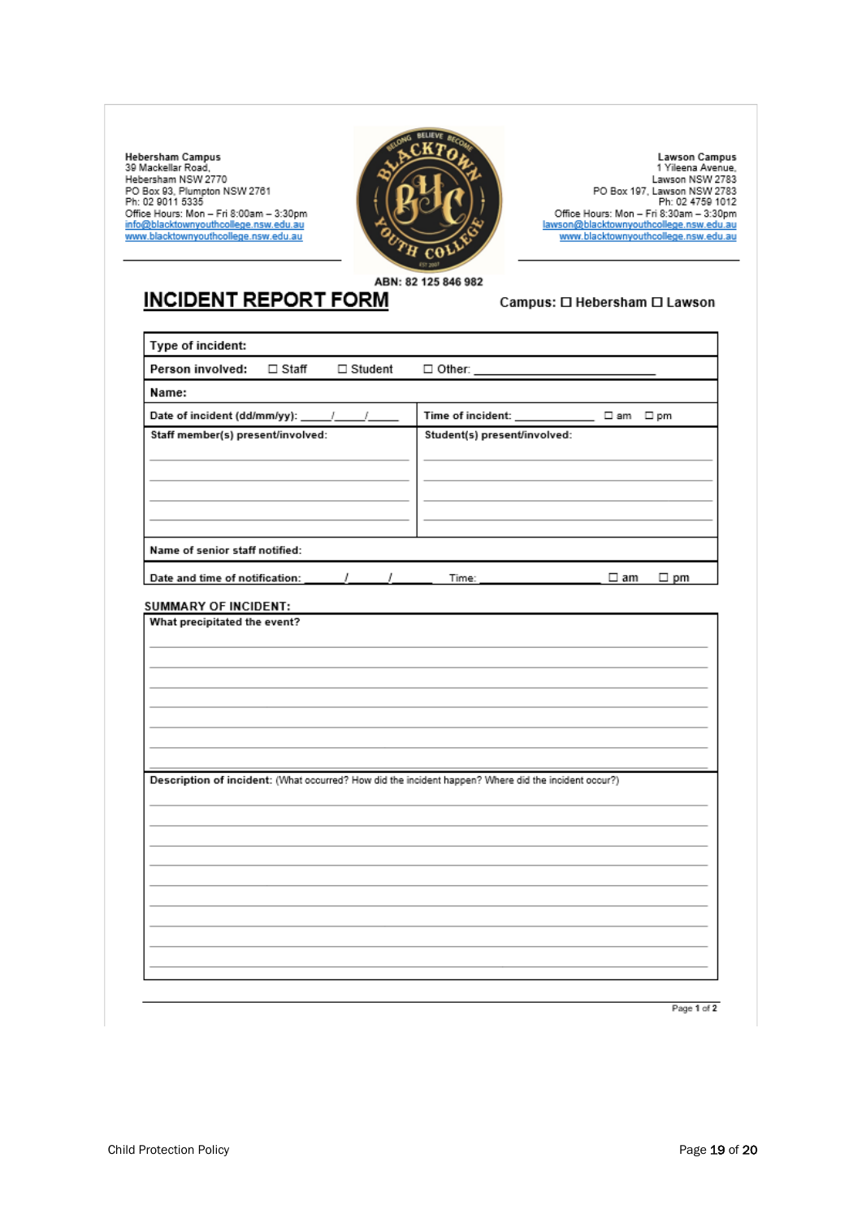**Hebersham Campus**
39 Mackellar Road,
Hebersham NSW 2770
PO Box 93, Plumpton NSW 2761
Ph: 02 9011 5335
Office Hours: Mon – Fri 8:00am – 3:30pm
info@blacktownyouthcollege.nsw.edu.au
www.blacktownyouthcollege.nsw.edu.au

**Lawson Campus**
1 Yileena Avenue,
Lawson NSW 2783
PO Box 197, Lawson NSW 2783
Ph: 02 4759 1012
Office Hours: Mon – Fri 8:30am – 3:30pm
lawson@blacktownyouthcollege.nsw.edu.au
www.blacktownyouthcollege.nsw.edu.au

**ABN: 82 125 846 982**

# INCIDENT REPORT FORM

**Campus:** ☐ Hebersham ☐ Lawson

| | |
|---|---|
| **Type of incident:** | |
| **Person involved:** ☐ Staff ☐ Student ☐ Other: ____________ | |
| **Name:** | |
| **Date of incident (dd/mm/yy):** ____/____/____ | **Time of incident:** ____________ ☐ am ☐ pm |
| **Staff member(s) present/involved:** | **Student(s) present/involved:** |
| **Name of senior staff notified:** | |
| **Date and time of notification:** ____/____/____ Time: ____________ ☐ am ☐ pm | |

**SUMMARY OF INCIDENT:**

| |
|---|
| **What precipitated the event?** |
| **Description of incident:** (What occurred? How did the incident happen? Where did the incident occur?) |

Page **1** of **2**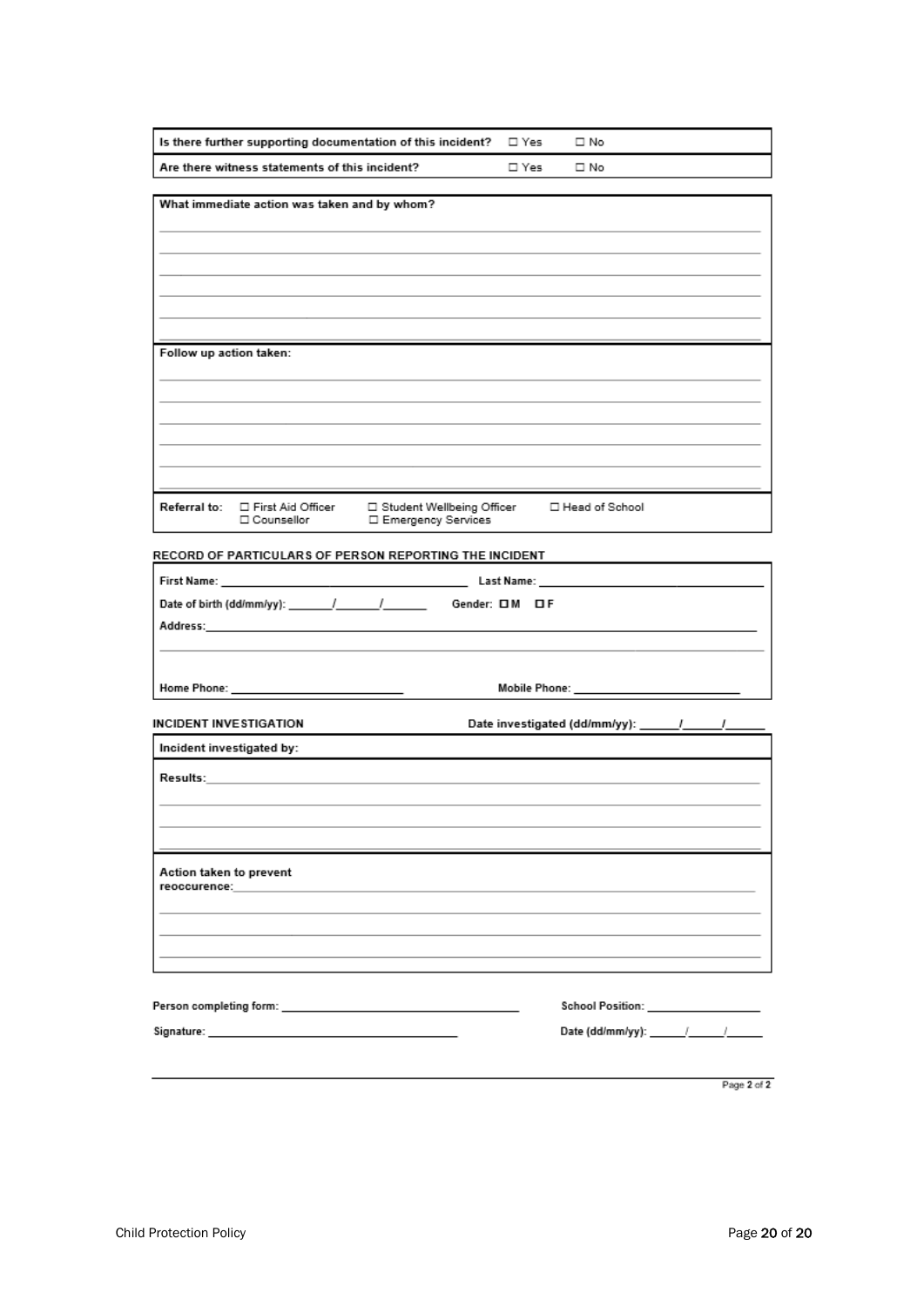| | | |
|---|---|---|
| Is there further supporting documentation of this incident? | ☐ Yes | ☐ No |
| Are there witness statements of this incident? | ☐ Yes | ☐ No |

**What immediate action was taken and by whom?**

______________________________________________________________________

______________________________________________________________________

______________________________________________________________________

______________________________________________________________________

______________________________________________________________________

______________________________________________________________________

**Follow up action taken:**

______________________________________________________________________

______________________________________________________________________

______________________________________________________________________

______________________________________________________________________

______________________________________________________________________

______________________________________________________________________

**Referral to:** ☐ First Aid Officer ☐ Counsellor ☐ Student Wellbeing Officer ☐ Emergency Services ☐ Head of School

**RECORD OF PARTICULARS OF PERSON REPORTING THE INCIDENT**

First Name: ______________________ Last Name: ______________________

Date of birth (dd/mm/yy): ______/______/______ Gender: ☐ M ☐ F

Address: ______________________________________________________________

______________________________________________________________________

Home Phone: ______________________ Mobile Phone: ______________________

**INCIDENT INVESTIGATION** Date investigated (dd/mm/yy): ______/______/______

**Incident investigated by:**

**Results:** ______________________________________________________________

______________________________________________________________________

______________________________________________________________________

______________________________________________________________________

**Action taken to prevent reoccurence:** ______________________________________________

______________________________________________________________________

______________________________________________________________________

______________________________________________________________________

Person completing form: ______________________ School Position: ______________________

Signature: ______________________ Date (dd/mm/yy): ______/______/______